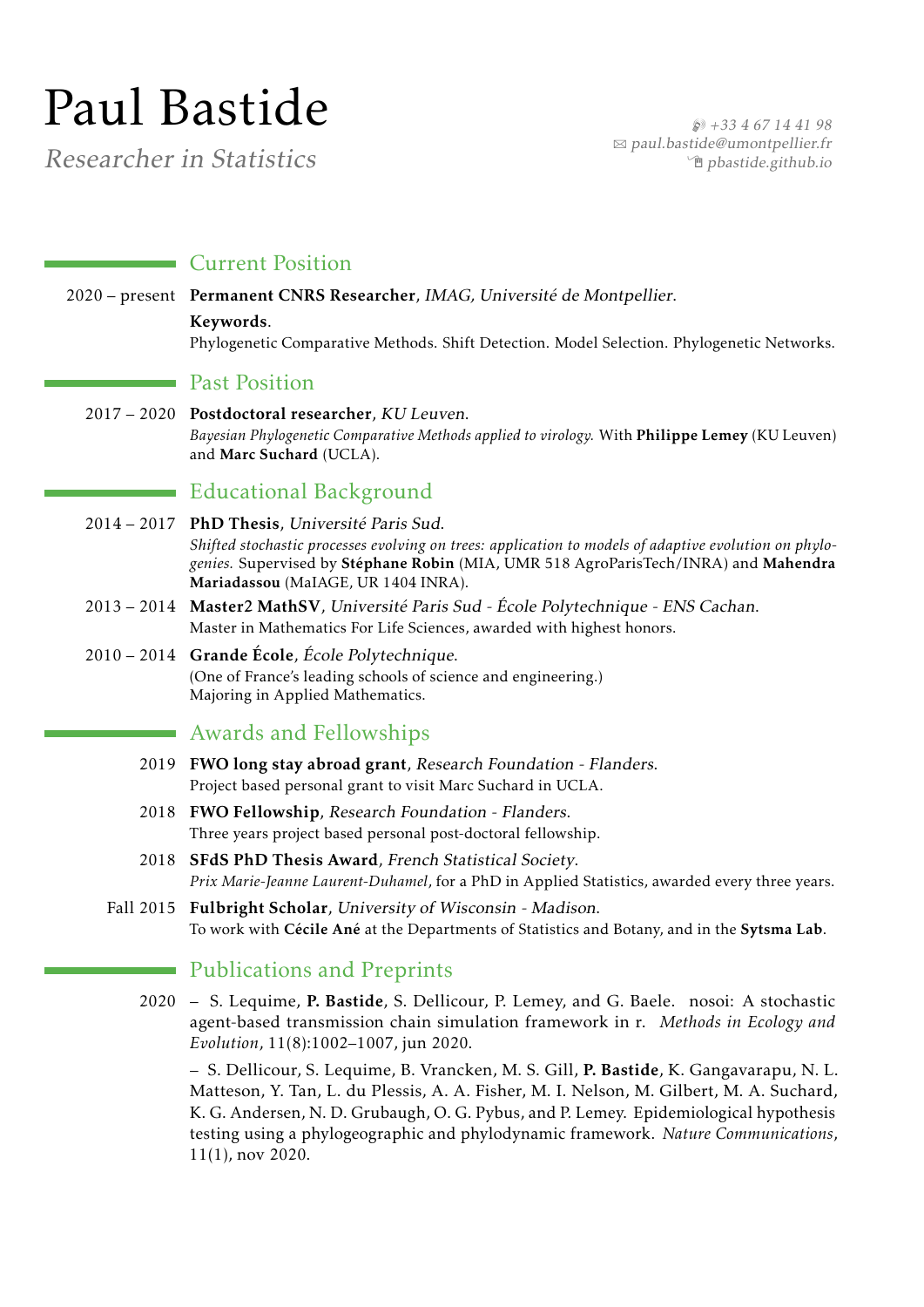# Paul Bastide

*Researcher in Statistics*

+33 4 67 14 41 98
paul.bastide@umontpellier.fr
pbastide.github.io

## Current Position

2020 – present **Permanent CNRS Researcher**, *IMAG, Université de Montpellier*.
**Keywords**.
Phylogenetic Comparative Methods. Shift Detection. Model Selection. Phylogenetic Networks.

## Past Position

2017 – 2020 **Postdoctoral researcher**, *KU Leuven*.
*Bayesian Phylogenetic Comparative Methods applied to virology.* With **Philippe Lemey** (KU Leuven) and **Marc Suchard** (UCLA).

## Educational Background

2014 – 2017 **PhD Thesis**, *Université Paris Sud*.
*Shifted stochastic processes evolving on trees: application to models of adaptive evolution on phylogenies.* Supervised by **Stéphane Robin** (MIA, UMR 518 AgroParisTech/INRA) and **Mahendra Mariadassou** (MaIAGE, UR 1404 INRA).

2013 – 2014 **Master2 MathSV**, *Université Paris Sud - École Polytechnique - ENS Cachan*.
Master in Mathematics For Life Sciences, awarded with highest honors.

2010 – 2014 **Grande École**, *École Polytechnique*.
(One of France's leading schools of science and engineering.)
Majoring in Applied Mathematics.

## Awards and Fellowships

2019 **FWO long stay abroad grant**, *Research Foundation - Flanders*.
Project based personal grant to visit Marc Suchard in UCLA.

2018 **FWO Fellowship**, *Research Foundation - Flanders*.
Three years project based personal post-doctoral fellowship.

2018 **SFdS PhD Thesis Award**, *French Statistical Society*.
*Prix Marie-Jeanne Laurent-Duhamel*, for a PhD in Applied Statistics, awarded every three years.

Fall 2015 **Fulbright Scholar**, *University of Wisconsin - Madison*.
To work with **Cécile Ané** at the Departments of Statistics and Botany, and in the **Sytsma Lab**.

## Publications and Preprints

2020 – S. Lequime, **P. Bastide**, S. Dellicour, P. Lemey, and G. Baele. nosoi: A stochastic agent-based transmission chain simulation framework in r. *Methods in Ecology and Evolution*, 11(8):1002–1007, jun 2020.

– S. Dellicour, S. Lequime, B. Vrancken, M. S. Gill, **P. Bastide**, K. Gangavarapu, N. L. Matteson, Y. Tan, L. du Plessis, A. A. Fisher, M. I. Nelson, M. Gilbert, M. A. Suchard, K. G. Andersen, N. D. Grubaugh, O. G. Pybus, and P. Lemey. Epidemiological hypothesis testing using a phylogeographic and phylodynamic framework. *Nature Communications*, 11(1), nov 2020.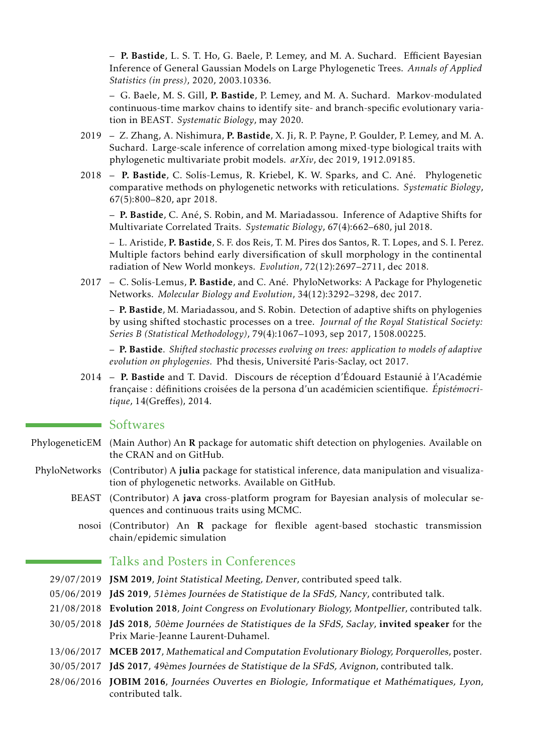– **P. Bastide**, L. S. T. Ho, G. Baele, P. Lemey, and M. A. Suchard. Efficient Bayesian Inference of General Gaussian Models on Large Phylogenetic Trees. *Annals of Applied Statistics (in press)*, 2020, 2003.10336.

– G. Baele, M. S. Gill, **P. Bastide**, P. Lemey, and M. A. Suchard. Markov-modulated continuous-time markov chains to identify site- and branch-specific evolutionary variation in BEAST. *Systematic Biology*, may 2020.

2019 – Z. Zhang, A. Nishimura, **P. Bastide**, X. Ji, R. P. Payne, P. Goulder, P. Lemey, and M. A. Suchard. Large-scale inference of correlation among mixed-type biological traits with phylogenetic multivariate probit models. *arXiv*, dec 2019, 1912.09185.

2018 – **P. Bastide**, C. Solís-Lemus, R. Kriebel, K. W. Sparks, and C. Ané. Phylogenetic comparative methods on phylogenetic networks with reticulations. *Systematic Biology*, 67(5):800–820, apr 2018.

– **P. Bastide**, C. Ané, S. Robin, and M. Mariadassou. Inference of Adaptive Shifts for Multivariate Correlated Traits. *Systematic Biology*, 67(4):662–680, jul 2018.

– L. Aristide, **P. Bastide**, S. F. dos Reis, T. M. Pires dos Santos, R. T. Lopes, and S. I. Perez. Multiple factors behind early diversification of skull morphology in the continental radiation of New World monkeys. *Evolution*, 72(12):2697–2711, dec 2018.

2017 – C. Solís-Lemus, **P. Bastide**, and C. Ané. PhyloNetworks: A Package for Phylogenetic Networks. *Molecular Biology and Evolution*, 34(12):3292–3298, dec 2017.

– **P. Bastide**, M. Mariadassou, and S. Robin. Detection of adaptive shifts on phylogenies by using shifted stochastic processes on a tree. *Journal of the Royal Statistical Society: Series B (Statistical Methodology)*, 79(4):1067–1093, sep 2017, 1508.00225.

– **P. Bastide**. *Shifted stochastic processes evolving on trees: application to models of adaptive evolution on phylogenies.* Phd thesis, Université Paris-Saclay, oct 2017.

2014 – **P. Bastide** and T. David. Discours de réception d'Édouard Estaunié à l'Académie française : définitions croisées de la persona d'un académicien scientifique. *Épistémocritique*, 14(Greffes), 2014.

## Softwares

PhylogeneticEM (Main Author) An **R** package for automatic shift detection on phylogenies. Available on the CRAN and on GitHub.

PhyloNetworks (Contributor) A **julia** package for statistical inference, data manipulation and visualization of phylogenetic networks. Available on GitHub.

BEAST (Contributor) A **java** cross-platform program for Bayesian analysis of molecular sequences and continuous traits using MCMC.

nosoi (Contributor) An **R** package for flexible agent-based stochastic transmission chain/epidemic simulation

## Talks and Posters in Conferences

29/07/2019 **JSM 2019**, *Joint Statistical Meeting, Denver*, contributed speed talk.

05/06/2019 **JdS 2019**, *51èmes Journées de Statistique de la SFdS, Nancy*, contributed talk.

21/08/2018 **Evolution 2018**, *Joint Congress on Evolutionary Biology, Montpellier*, contributed talk.

30/05/2018 **JdS 2018**, *50ème Journées de Statistiques de la SFdS, Saclay*, **invited speaker** for the Prix Marie-Jeanne Laurent-Duhamel.

13/06/2017 **MCEB 2017**, *Mathematical and Computation Evolutionary Biology, Porquerolles*, poster.

30/05/2017 **JdS 2017**, *49èmes Journées de Statistique de la SFdS, Avignon*, contributed talk.

28/06/2016 **JOBIM 2016**, *Journées Ouvertes en Biologie, Informatique et Mathématiques, Lyon*, contributed talk.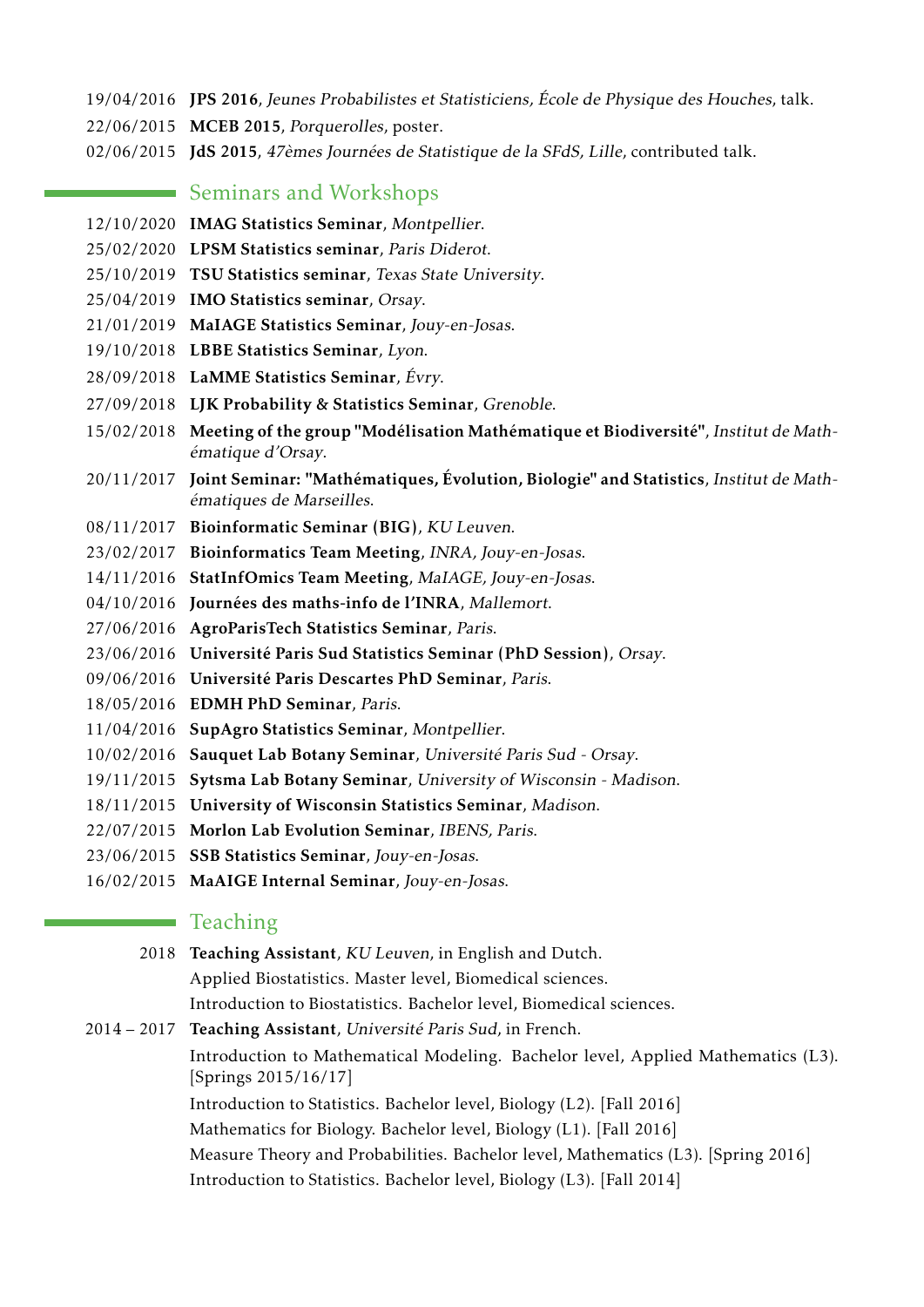19/04/2016 **JPS 2016**, *Jeunes Probabilistes et Statisticiens, École de Physique des Houches*, talk.

22/06/2015 **MCEB 2015**, *Porquerolles*, poster.

02/06/2015 **JdS 2015**, *47èmes Journées de Statistique de la SFdS, Lille*, contributed talk.

## Seminars and Workshops

12/10/2020 **IMAG Statistics Seminar**, *Montpellier*.

25/02/2020 **LPSM Statistics seminar**, *Paris Diderot*.

25/10/2019 **TSU Statistics seminar**, *Texas State University*.

25/04/2019 **IMO Statistics seminar**, *Orsay*.

21/01/2019 **MaIAGE Statistics Seminar**, *Jouy-en-Josas*.

19/10/2018 **LBBE Statistics Seminar**, *Lyon*.

28/09/2018 **LaMME Statistics Seminar**, *Évry*.

27/09/2018 **LJK Probability & Statistics Seminar**, *Grenoble*.

15/02/2018 **Meeting of the group "Modélisation Mathématique et Biodiversité"**, *Institut de Mathématique d'Orsay*.

20/11/2017 **Joint Seminar: "Mathématiques, Évolution, Biologie" and Statistics**, *Institut de Mathématiques de Marseilles*.

08/11/2017 **Bioinformatic Seminar (BIG)**, *KU Leuven*.

23/02/2017 **Bioinformatics Team Meeting**, *INRA, Jouy-en-Josas*.

14/11/2016 **StatInfOmics Team Meeting**, *MaIAGE, Jouy-en-Josas*.

04/10/2016 **Journées des maths-info de l'INRA**, *Mallemort*.

27/06/2016 **AgroParisTech Statistics Seminar**, *Paris*.

23/06/2016 **Université Paris Sud Statistics Seminar (PhD Session)**, *Orsay*.

09/06/2016 **Université Paris Descartes PhD Seminar**, *Paris*.

18/05/2016 **EDMH PhD Seminar**, *Paris*.

11/04/2016 **SupAgro Statistics Seminar**, *Montpellier*.

10/02/2016 **Sauquet Lab Botany Seminar**, *Université Paris Sud - Orsay*.

19/11/2015 **Sytsma Lab Botany Seminar**, *University of Wisconsin - Madison*.

18/11/2015 **University of Wisconsin Statistics Seminar**, *Madison*.

22/07/2015 **Morlon Lab Evolution Seminar**, *IBENS, Paris*.

23/06/2015 **SSB Statistics Seminar**, *Jouy-en-Josas*.

16/02/2015 **MaAIGE Internal Seminar**, *Jouy-en-Josas*.

## Teaching

2018 **Teaching Assistant**, *KU Leuven*, in English and Dutch.
Applied Biostatistics. Master level, Biomedical sciences.
Introduction to Biostatistics. Bachelor level, Biomedical sciences.

2014 – 2017 **Teaching Assistant**, *Université Paris Sud*, in French.
Introduction to Mathematical Modeling. Bachelor level, Applied Mathematics (L3). [Springs 2015/16/17]
Introduction to Statistics. Bachelor level, Biology (L2). [Fall 2016]
Mathematics for Biology. Bachelor level, Biology (L1). [Fall 2016]
Measure Theory and Probabilities. Bachelor level, Mathematics (L3). [Spring 2016]
Introduction to Statistics. Bachelor level, Biology (L3). [Fall 2014]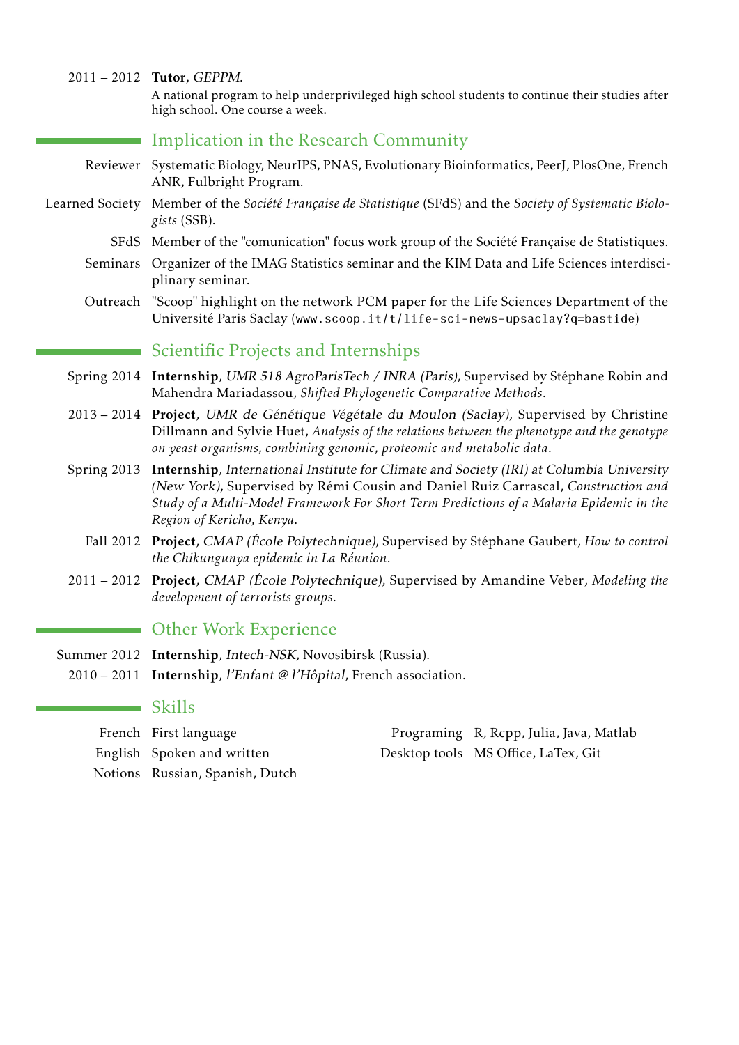**2011 – 2012** **Tutor**, *GEPPM*.
A national program to help underprivileged high school students to continue their studies after high school. One course a week.

## Implication in the Research Community

**Reviewer** Systematic Biology, NeurIPS, PNAS, Evolutionary Bioinformatics, PeerJ, PlosOne, French ANR, Fulbright Program.

**Learned Society** Member of the *Société Française de Statistique* (SFdS) and the *Society of Systematic Biologists* (SSB).

**SFdS** Member of the "comunication" focus work group of the Société Française de Statistiques.

**Seminars** Organizer of the IMAG Statistics seminar and the KIM Data and Life Sciences interdisciplinary seminar.

**Outreach** "Scoop" highlight on the network PCM paper for the Life Sciences Department of the Université Paris Saclay (`www.scoop.it/t/life-sci-news-upsaclay?q=bastide`)

## Scientific Projects and Internships

**Spring 2014** **Internship**, *UMR 518 AgroParisTech / INRA (Paris)*, Supervised by Stéphane Robin and Mahendra Mariadassou, *Shifted Phylogenetic Comparative Methods*.

**2013 – 2014** **Project**, *UMR de Génétique Végétale du Moulon (Saclay)*, Supervised by Christine Dillmann and Sylvie Huet, *Analysis of the relations between the phenotype and the genotype on yeast organisms, combining genomic, proteomic and metabolic data*.

**Spring 2013** **Internship**, *International Institute for Climate and Society (IRI) at Columbia University (New York)*, Supervised by Rémi Cousin and Daniel Ruiz Carrascal, *Construction and Study of a Multi-Model Framework For Short Term Predictions of a Malaria Epidemic in the Region of Kericho, Kenya*.

**Fall 2012** **Project**, *CMAP (École Polytechnique)*, Supervised by Stéphane Gaubert, *How to control the Chikungunya epidemic in La Réunion*.

**2011 – 2012** **Project**, *CMAP (École Polytechnique)*, Supervised by Amandine Veber, *Modeling the development of terrorists groups*.

## Other Work Experience

**Summer 2012** **Internship**, *Intech-NSK*, Novosibirsk (Russia).

**2010 – 2011** **Internship**, *l'Enfant @ l'Hôpital*, French association.

## Skills

**French** First language

**English** Spoken and written

**Notions** Russian, Spanish, Dutch

**Programing** R, Rcpp, Julia, Java, Matlab

**Desktop tools** MS Office, LaTex, Git